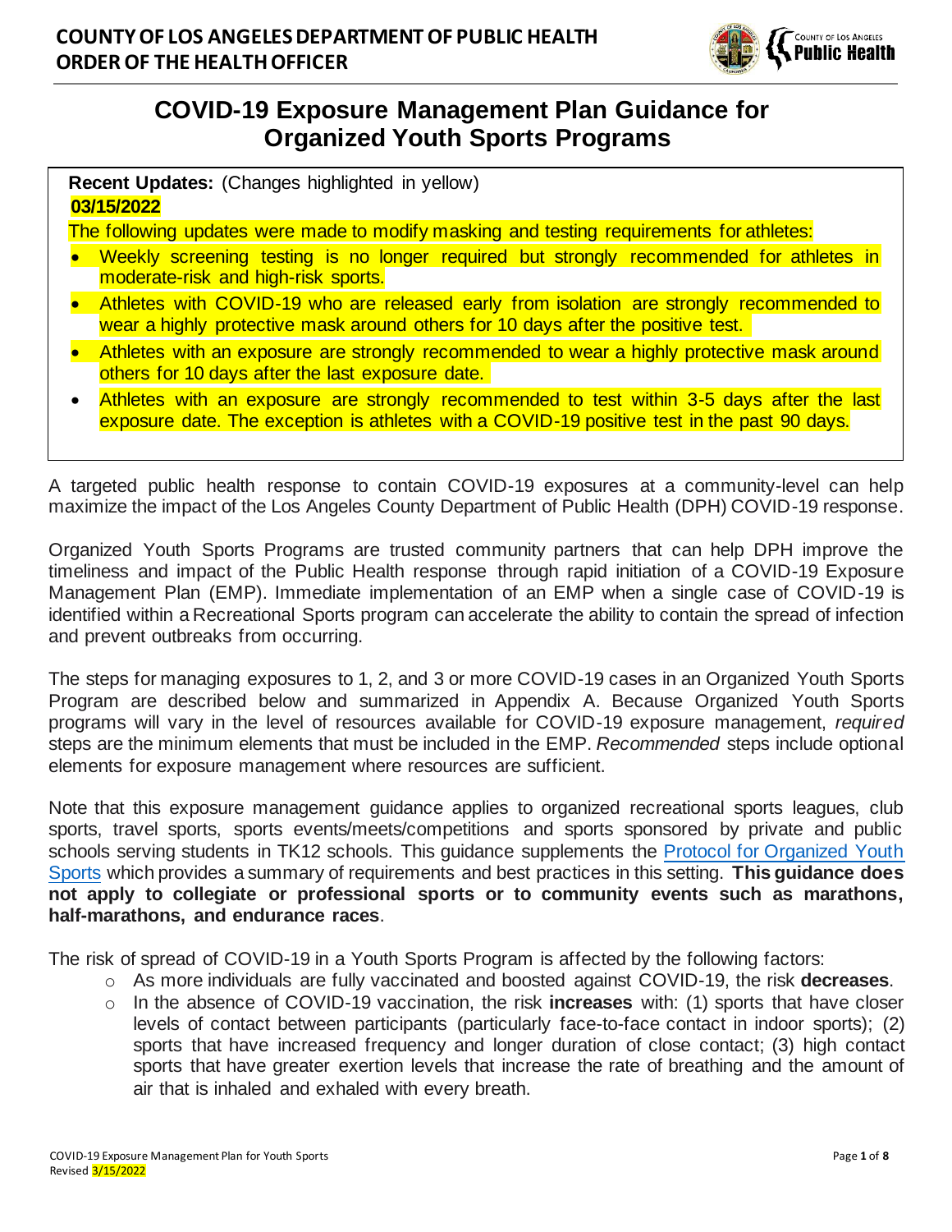**COUNTY OF LOS ANGELES DEPARTMENT OF PUBLIC HEALTH**
**ORDER OF THE HEALTH OFFICER**

# COVID-19 Exposure Management Plan Guidance for Organized Youth Sports Programs

**Recent Updates:** (Changes highlighted in yellow)

**03/15/2022**

The following updates were made to modify masking and testing requirements for athletes:

- Weekly screening testing is no longer required but strongly recommended for athletes in moderate-risk and high-risk sports.
- Athletes with COVID-19 who are released early from isolation are strongly recommended to wear a highly protective mask around others for 10 days after the positive test.
- Athletes with an exposure are strongly recommended to wear a highly protective mask around others for 10 days after the last exposure date.
- Athletes with an exposure are strongly recommended to test within 3-5 days after the last exposure date. The exception is athletes with a COVID-19 positive test in the past 90 days.

A targeted public health response to contain COVID-19 exposures at a community-level can help maximize the impact of the Los Angeles County Department of Public Health (DPH) COVID-19 response.

Organized Youth Sports Programs are trusted community partners that can help DPH improve the timeliness and impact of the Public Health response through rapid initiation of a COVID-19 Exposure Management Plan (EMP). Immediate implementation of an EMP when a single case of COVID-19 is identified within a Recreational Sports program can accelerate the ability to contain the spread of infection and prevent outbreaks from occurring.

The steps for managing exposures to 1, 2, and 3 or more COVID-19 cases in an Organized Youth Sports Program are described below and summarized in Appendix A. Because Organized Youth Sports programs will vary in the level of resources available for COVID-19 exposure management, *required* steps are the minimum elements that must be included in the EMP. *Recommended* steps include optional elements for exposure management where resources are sufficient.

Note that this exposure management guidance applies to organized recreational sports leagues, club sports, travel sports, sports events/meets/competitions and sports sponsored by private and public schools serving students in TK12 schools. This guidance supplements the [Protocol for Organized Youth Sports](#) which provides a summary of requirements and best practices in this setting. **This guidance does not apply to collegiate or professional sports or to community events such as marathons, half-marathons, and endurance races**.

The risk of spread of COVID-19 in a Youth Sports Program is affected by the following factors:

- As more individuals are fully vaccinated and boosted against COVID-19, the risk **decreases**.
- In the absence of COVID-19 vaccination, the risk **increases** with: (1) sports that have closer levels of contact between participants (particularly face-to-face contact in indoor sports); (2) sports that have increased frequency and longer duration of close contact; (3) high contact sports that have greater exertion levels that increase the rate of breathing and the amount of air that is inhaled and exhaled with every breath.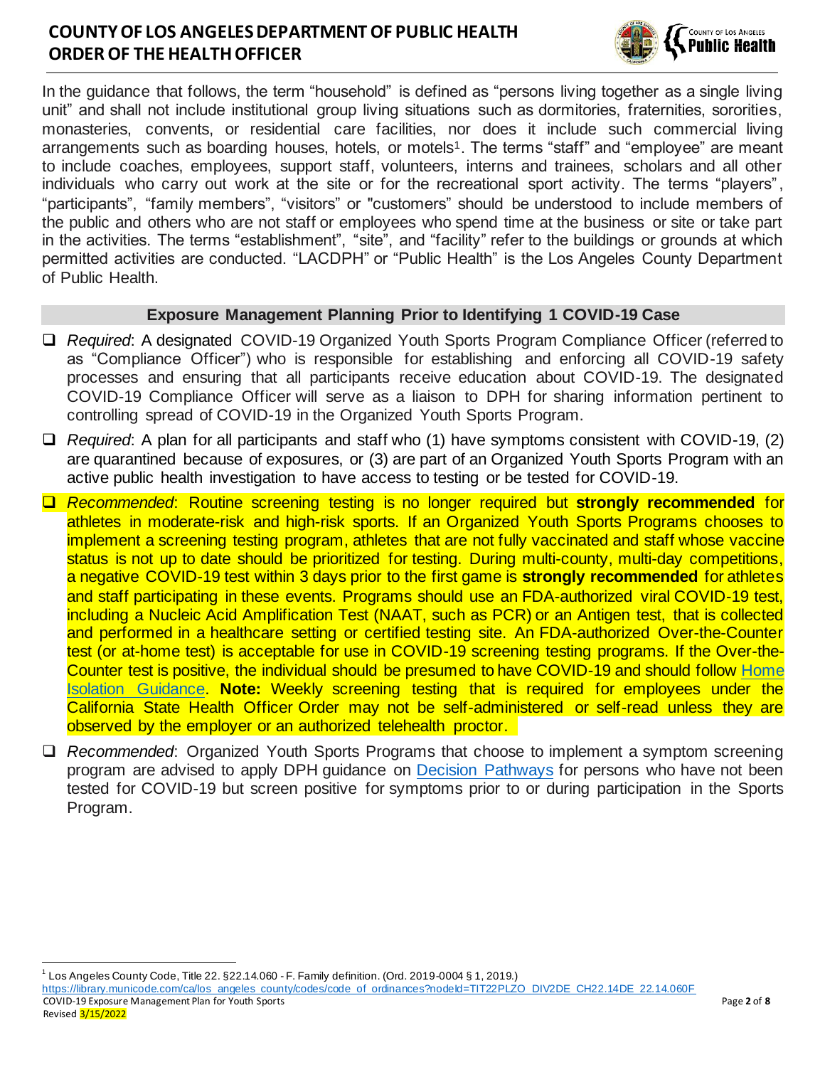In the guidance that follows, the term “household” is defined as “persons living together as a single living unit” and shall not include institutional group living situations such as dormitories, fraternities, sororities, monasteries, convents, or residential care facilities, nor does it include such commercial living arrangements such as boarding houses, hotels, or motels[1]. The terms “staff” and “employee” are meant to include coaches, employees, support staff, volunteers, interns and trainees, scholars and all other individuals who carry out work at the site or for the recreational sport activity. The terms “players”, “participants”, “family members”, “visitors” or "customers" should be understood to include members of the public and others who are not staff or employees who spend time at the business or site or take part in the activities. The terms “establishment”, “site”, and “facility” refer to the buildings or grounds at which permitted activities are conducted. “LACDPH” or “Public Health” is the Los Angeles County Department of Public Health.

## Exposure Management Planning Prior to Identifying 1 COVID-19 Case

- ☐ *Required*: A designated COVID-19 Organized Youth Sports Program Compliance Officer (referred to as “Compliance Officer”) who is responsible for establishing and enforcing all COVID-19 safety processes and ensuring that all participants receive education about COVID-19. The designated COVID-19 Compliance Officer will serve as a liaison to DPH for sharing information pertinent to controlling spread of COVID-19 in the Organized Youth Sports Program.
- ☐ *Required*: A plan for all participants and staff who (1) have symptoms consistent with COVID-19, (2) are quarantined because of exposures, or (3) are part of an Organized Youth Sports Program with an active public health investigation to have access to testing or be tested for COVID-19.
- ☐ *Recommended*: Routine screening testing is no longer required but **strongly recommended** for athletes in moderate-risk and high-risk sports. If an Organized Youth Sports Programs chooses to implement a screening testing program, athletes that are not fully vaccinated and staff whose vaccine status is not up to date should be prioritized for testing. During multi-county, multi-day competitions, a negative COVID-19 test within 3 days prior to the first game is **strongly recommended** for athletes and staff participating in these events. Programs should use an FDA-authorized viral COVID-19 test, including a Nucleic Acid Amplification Test (NAAT, such as PCR) or an Antigen test, that is collected and performed in a healthcare setting or certified testing site. An FDA-authorized Over-the-Counter test (or at-home test) is acceptable for use in COVID-19 screening testing programs. If the Over-the-Counter test is positive, the individual should be presumed to have COVID-19 and should follow Home Isolation Guidance. **Note:** Weekly screening testing that is required for employees under the California State Health Officer Order may not be self-administered or self-read unless they are observed by the employer or an authorized telehealth proctor.
- ☐ *Recommended*: Organized Youth Sports Programs that choose to implement a symptom screening program are advised to apply DPH guidance on Decision Pathways for persons who have not been tested for COVID-19 but screen positive for symptoms prior to or during participation in the Sports Program.

---

[1] Los Angeles County Code, Title 22. §22.14.060 - F. Family definition. (Ord. 2019-0004 § 1, 2019.) https://library.municode.com/ca/los_angeles_county/codes/code_of_ordinances?nodeId=TIT22PLZO_DIV2DE_CH22.14DE_22.14.060F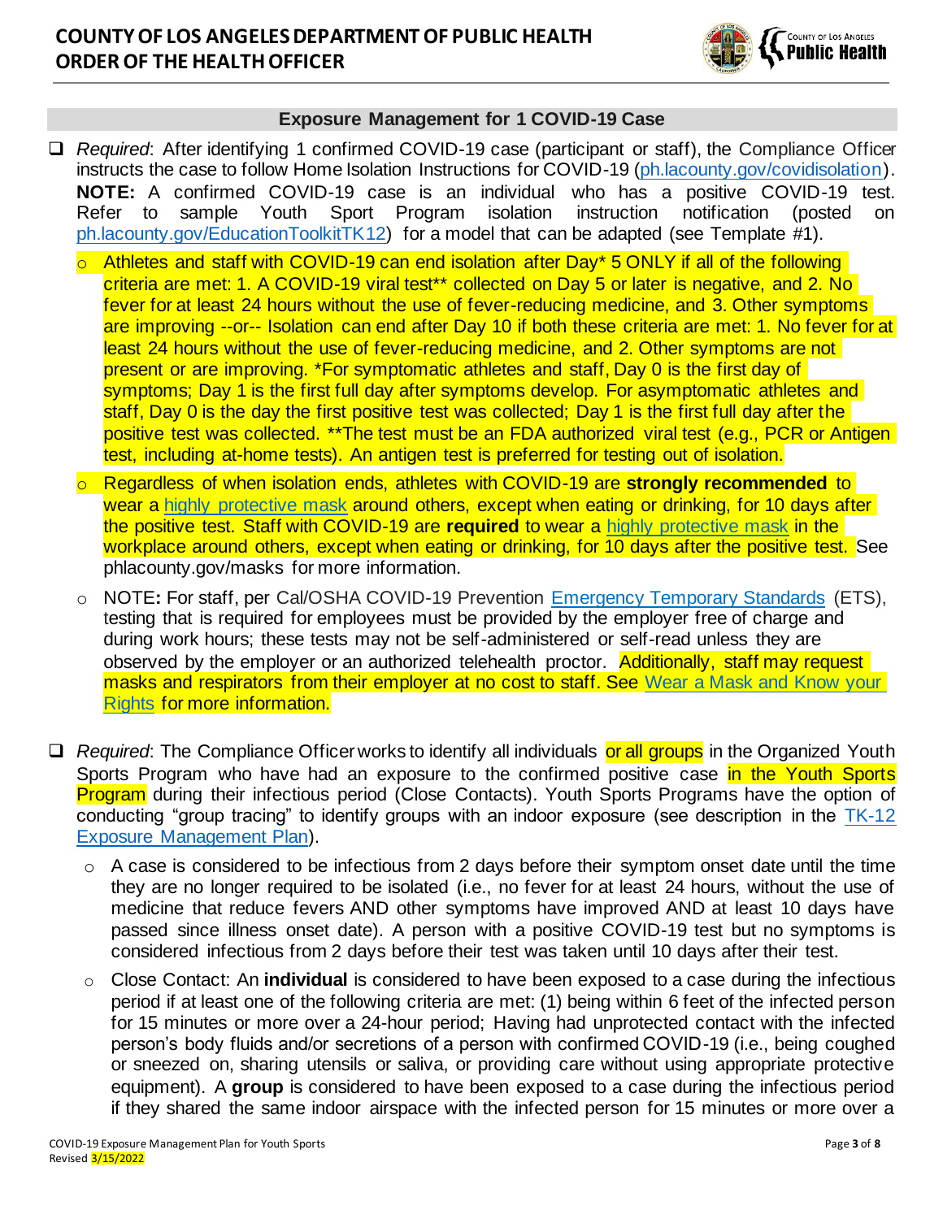## Exposure Management for 1 COVID-19 Case

- ☐ *Required*: After identifying 1 confirmed COVID-19 case (participant or staff), the Compliance Officer instructs the case to follow Home Isolation Instructions for COVID-19 ([ph.lacounty.gov/covidisolation](ph.lacounty.gov/covidisolation)). **NOTE:** A confirmed COVID-19 case is an individual who has a positive COVID-19 test. Refer to sample Youth Sport Program isolation instruction notification (posted on [ph.lacounty.gov/EducationToolkitTK12](ph.lacounty.gov/EducationToolkitTK12)) for a model that can be adapted (see Template #1).
  - Athletes and staff with COVID-19 can end isolation after Day* 5 ONLY if all of the following criteria are met: 1. A COVID-19 viral test** collected on Day 5 or later is negative, and 2. No fever for at least 24 hours without the use of fever-reducing medicine, and 3. Other symptoms are improving --or-- Isolation can end after Day 10 if both these criteria are met: 1. No fever for at least 24 hours without the use of fever-reducing medicine, and 2. Other symptoms are not present or are improving. *For symptomatic athletes and staff, Day 0 is the first day of symptoms; Day 1 is the first full day after symptoms develop. For asymptomatic athletes and staff, Day 0 is the day the first positive test was collected; Day 1 is the first full day after the positive test was collected. **The test must be an FDA authorized viral test (e.g., PCR or Antigen test, including at-home tests). An antigen test is preferred for testing out of isolation.
  - Regardless of when isolation ends, athletes with COVID-19 are **strongly recommended** to wear a highly protective mask around others, except when eating or drinking, for 10 days after the positive test. Staff with COVID-19 are **required** to wear a highly protective mask in the workplace around others, except when eating or drinking, for 10 days after the positive test. See phlacounty.gov/masks for more information.
  - NOTE**:** For staff, per Cal/OSHA COVID-19 Prevention Emergency Temporary Standards (ETS), testing that is required for employees must be provided by the employer free of charge and during work hours; these tests may not be self-administered or self-read unless they are observed by the employer or an authorized telehealth proctor. Additionally, staff may request masks and respirators from their employer at no cost to staff. See Wear a Mask and Know your Rights for more information.

- ☐ *Required*: The Compliance Officer works to identify all individuals or all groups in the Organized Youth Sports Program who have had an exposure to the confirmed positive case in the Youth Sports Program during their infectious period (Close Contacts). Youth Sports Programs have the option of conducting "group tracing" to identify groups with an indoor exposure (see description in the TK-12 Exposure Management Plan).
  - A case is considered to be infectious from 2 days before their symptom onset date until the time they are no longer required to be isolated (i.e., no fever for at least 24 hours, without the use of medicine that reduce fevers AND other symptoms have improved AND at least 10 days have passed since illness onset date). A person with a positive COVID-19 test but no symptoms is considered infectious from 2 days before their test was taken until 10 days after their test.
  - Close Contact: An **individual** is considered to have been exposed to a case during the infectious period if at least one of the following criteria are met: (1) being within 6 feet of the infected person for 15 minutes or more over a 24-hour period; Having had unprotected contact with the infected person's body fluids and/or secretions of a person with confirmed COVID-19 (i.e., being coughed or sneezed on, sharing utensils or saliva, or providing care without using appropriate protective equipment). A **group** is considered to have been exposed to a case during the infectious period if they shared the same indoor airspace with the infected person for 15 minutes or more over a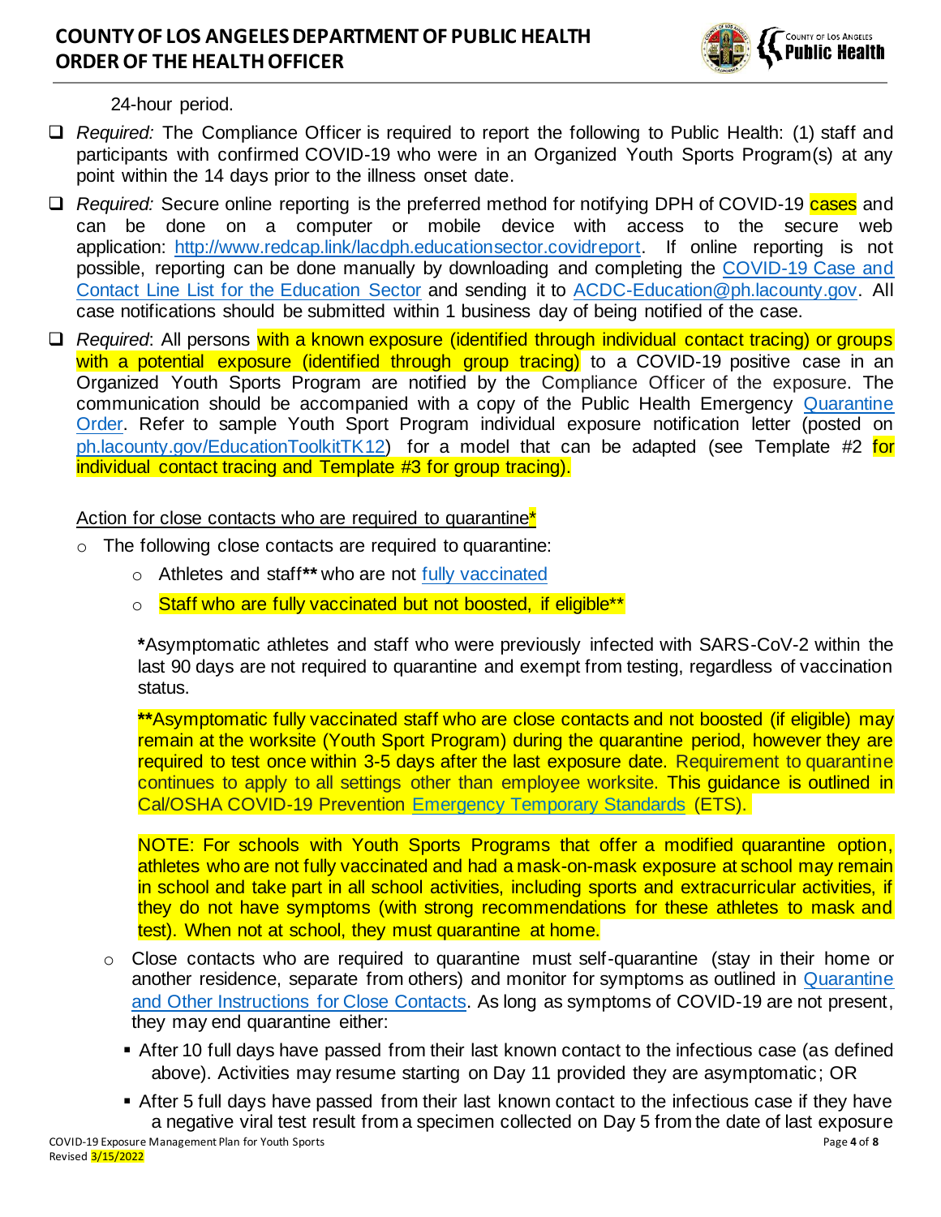24-hour period.

- ☐ *Required:* The Compliance Officer is required to report the following to Public Health: (1) staff and participants with confirmed COVID-19 who were in an Organized Youth Sports Program(s) at any point within the 14 days prior to the illness onset date.
- ☐ *Required:* Secure online reporting is the preferred method for notifying DPH of COVID-19 cases and can be done on a computer or mobile device with access to the secure web application: [http://www.redcap.link/lacdph.educationsector.covidreport](http://www.redcap.link/lacdph.educationsector.covidreport). If online reporting is not possible, reporting can be done manually by downloading and completing the [COVID-19 Case and Contact Line List for the Education Sector](#) and sending it to [ACDC-Education@ph.lacounty.gov](mailto:ACDC-Education@ph.lacounty.gov). All case notifications should be submitted within 1 business day of being notified of the case.
- ☐ *Required*: All persons with a known exposure (identified through individual contact tracing) or groups with a potential exposure (identified through group tracing) to a COVID-19 positive case in an Organized Youth Sports Program are notified by the Compliance Officer of the exposure. The communication should be accompanied with a copy of the Public Health Emergency [Quarantine Order](#). Refer to sample Youth Sport Program individual exposure notification letter (posted on [ph.lacounty.gov/EducationToolkitTK12](#)) for a model that can be adapted (see Template #2 for individual contact tracing and Template #3 for group tracing).

Action for close contacts who are required to quarantine*

- The following close contacts are required to quarantine:
  - Athletes and staff** who are not [fully vaccinated](#)
  - Staff who are fully vaccinated but not boosted, if eligible**

  ***Asymptomatic athletes and staff who were previously infected with SARS-CoV-2 within the last 90 days are not required to quarantine and exempt from testing, regardless of vaccination status.

  ****Asymptomatic fully vaccinated staff who are close contacts and not boosted (if eligible) may remain at the worksite (Youth Sport Program) during the quarantine period, however they are required to test once within 3-5 days after the last exposure date. Requirement to quarantine continues to apply to all settings other than employee worksite. This guidance is outlined in Cal/OSHA COVID-19 Prevention [Emergency Temporary Standards](#) (ETS).

  NOTE: For schools with Youth Sports Programs that offer a modified quarantine option, athletes who are not fully vaccinated and had a mask-on-mask exposure at school may remain in school and take part in all school activities, including sports and extracurricular activities, if they do not have symptoms (with strong recommendations for these athletes to mask and test). When not at school, they must quarantine at home.

- Close contacts who are required to quarantine must self-quarantine (stay in their home or another residence, separate from others) and monitor for symptoms as outlined in [Quarantine and Other Instructions for Close Contacts](#). As long as symptoms of COVID-19 are not present, they may end quarantine either:
  - After 10 full days have passed from their last known contact to the infectious case (as defined above). Activities may resume starting on Day 11 provided they are asymptomatic; OR
  - After 5 full days have passed from their last known contact to the infectious case if they have a negative viral test result from a specimen collected on Day 5 from the date of last exposure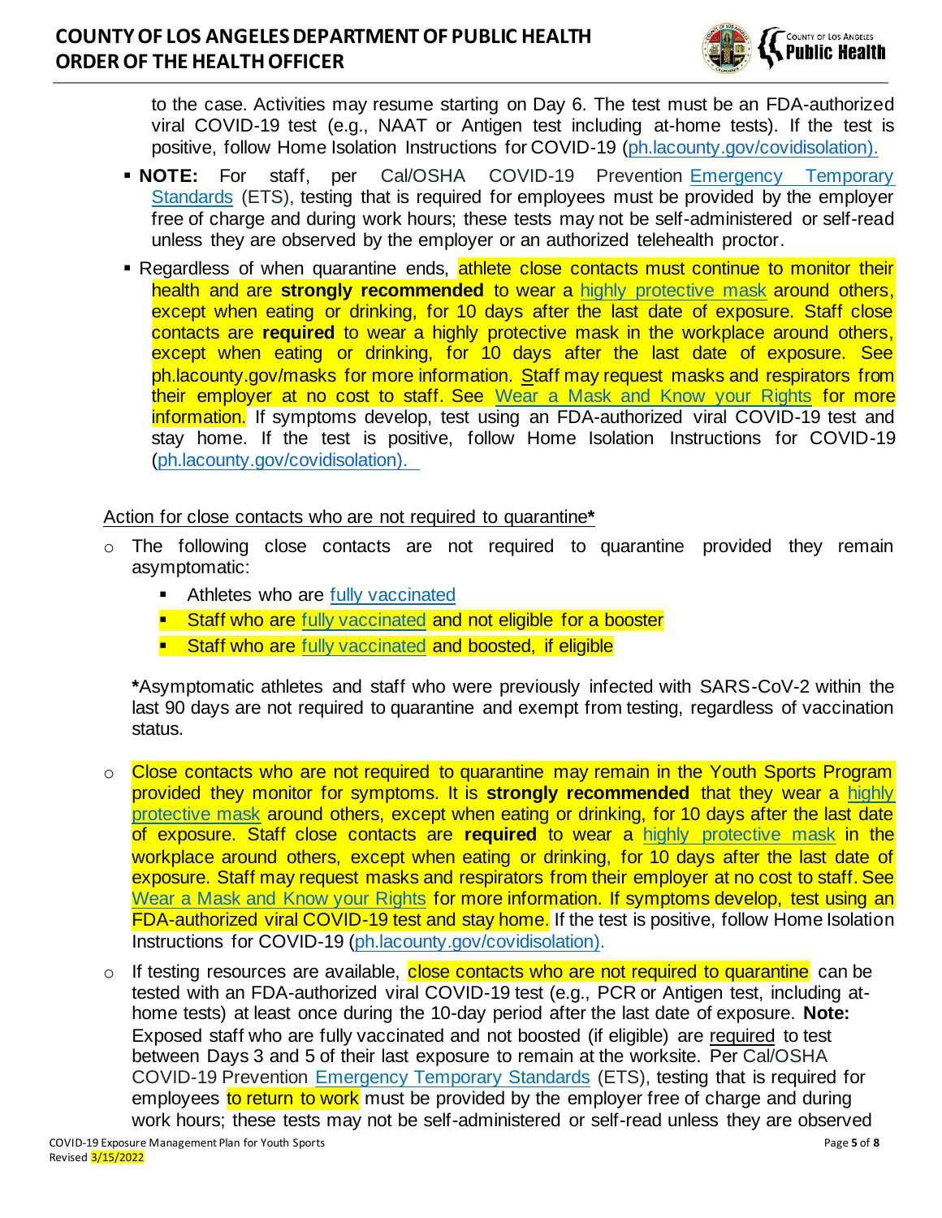to the case. Activities may resume starting on Day 6. The test must be an FDA-authorized viral COVID-19 test (e.g., NAAT or Antigen test including at-home tests). If the test is positive, follow Home Isolation Instructions for COVID-19 (ph.lacounty.gov/covidisolation).

- **NOTE:** For staff, per Cal/OSHA COVID-19 Prevention Emergency Temporary Standards (ETS), testing that is required for employees must be provided by the employer free of charge and during work hours; these tests may not be self-administered or self-read unless they are observed by the employer or an authorized telehealth proctor.
- Regardless of when quarantine ends, athlete close contacts must continue to monitor their health and are **strongly recommended** to wear a highly protective mask around others, except when eating or drinking, for 10 days after the last date of exposure. Staff close contacts are **required** to wear a highly protective mask in the workplace around others, except when eating or drinking, for 10 days after the last date of exposure. See ph.lacounty.gov/masks for more information. Staff may request masks and respirators from their employer at no cost to staff. See Wear a Mask and Know your Rights for more information. If symptoms develop, test using an FDA-authorized viral COVID-19 test and stay home. If the test is positive, follow Home Isolation Instructions for COVID-19 (ph.lacounty.gov/covidisolation).

Action for close contacts who are not required to quarantine*

- The following close contacts are not required to quarantine provided they remain asymptomatic:
  - Athletes who are fully vaccinated
  - Staff who are fully vaccinated and not eligible for a booster
  - Staff who are fully vaccinated and boosted, if eligible

  *Asymptomatic athletes and staff who were previously infected with SARS-CoV-2 within the last 90 days are not required to quarantine and exempt from testing, regardless of vaccination status.

- Close contacts who are not required to quarantine may remain in the Youth Sports Program provided they monitor for symptoms. It is **strongly recommended** that they wear a highly protective mask around others, except when eating or drinking, for 10 days after the last date of exposure. Staff close contacts are **required** to wear a highly protective mask in the workplace around others, except when eating or drinking, for 10 days after the last date of exposure. Staff may request masks and respirators from their employer at no cost to staff. See Wear a Mask and Know your Rights for more information. If symptoms develop, test using an FDA-authorized viral COVID-19 test and stay home. If the test is positive, follow Home Isolation Instructions for COVID-19 (ph.lacounty.gov/covidisolation).
- If testing resources are available, close contacts who are not required to quarantine can be tested with an FDA-authorized viral COVID-19 test (e.g., PCR or Antigen test, including at-home tests) at least once during the 10-day period after the last date of exposure. **Note:** Exposed staff who are fully vaccinated and not boosted (if eligible) are required to test between Days 3 and 5 of their last exposure to remain at the worksite. Per Cal/OSHA COVID-19 Prevention Emergency Temporary Standards (ETS), testing that is required for employees to return to work must be provided by the employer free of charge and during work hours; these tests may not be self-administered or self-read unless they are observed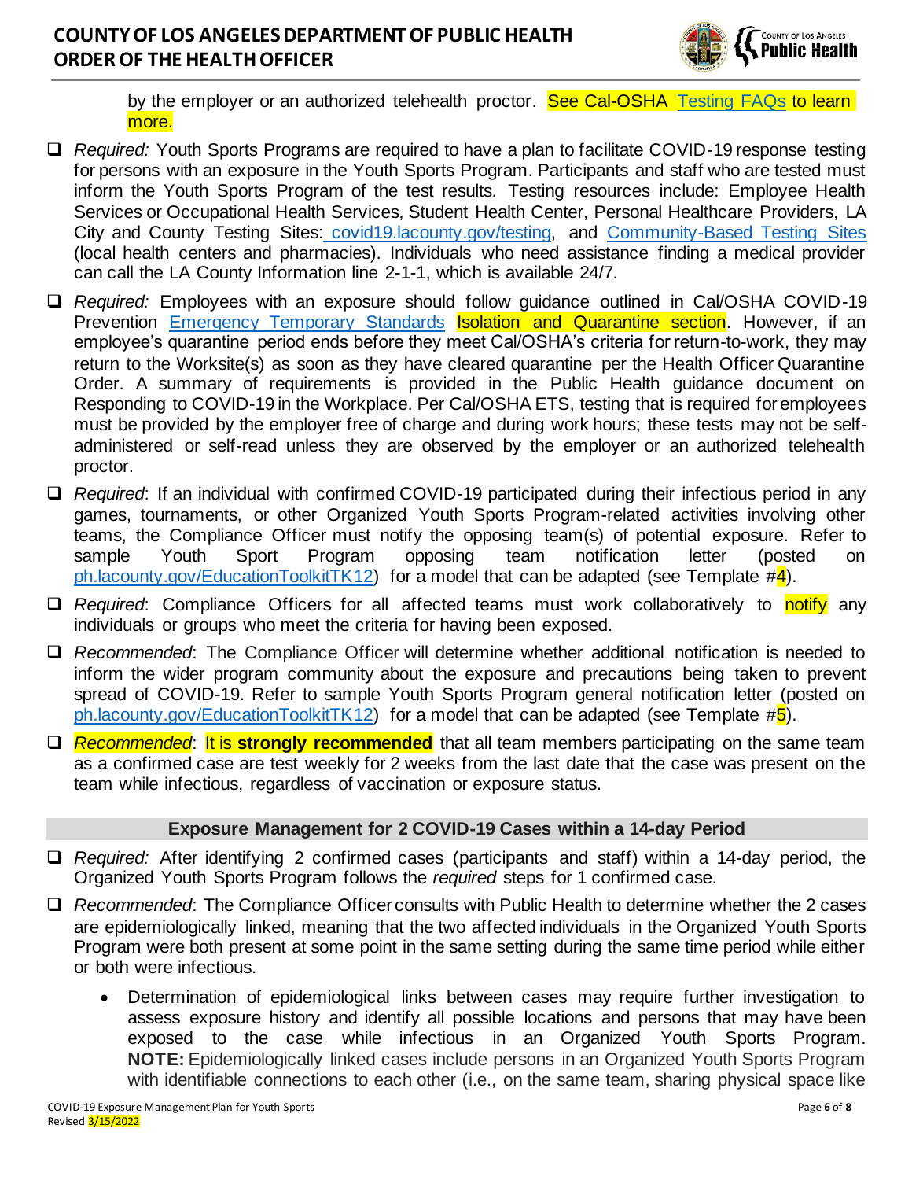by the employer or an authorized telehealth proctor. See Cal-OSHA Testing FAQs to learn more.

- ❑ *Required:* Youth Sports Programs are required to have a plan to facilitate COVID-19 response testing for persons with an exposure in the Youth Sports Program. Participants and staff who are tested must inform the Youth Sports Program of the test results. Testing resources include: Employee Health Services or Occupational Health Services, Student Health Center, Personal Healthcare Providers, LA City and County Testing Sites: covid19.lacounty.gov/testing, and Community-Based Testing Sites (local health centers and pharmacies). Individuals who need assistance finding a medical provider can call the LA County Information line 2-1-1, which is available 24/7.
- ❑ *Required:* Employees with an exposure should follow guidance outlined in Cal/OSHA COVID-19 Prevention Emergency Temporary Standards Isolation and Quarantine section. However, if an employee's quarantine period ends before they meet Cal/OSHA's criteria for return-to-work, they may return to the Worksite(s) as soon as they have cleared quarantine per the Health Officer Quarantine Order. A summary of requirements is provided in the Public Health guidance document on Responding to COVID-19 in the Workplace. Per Cal/OSHA ETS, testing that is required for employees must be provided by the employer free of charge and during work hours; these tests may not be self-administered or self-read unless they are observed by the employer or an authorized telehealth proctor.
- ❑ *Required*: If an individual with confirmed COVID-19 participated during their infectious period in any games, tournaments, or other Organized Youth Sports Program-related activities involving other teams, the Compliance Officer must notify the opposing team(s) of potential exposure. Refer to sample Youth Sport Program opposing team notification letter (posted on ph.lacounty.gov/EducationToolkitTK12) for a model that can be adapted (see Template #4).
- ❑ *Required*: Compliance Officers for all affected teams must work collaboratively to notify any individuals or groups who meet the criteria for having been exposed.
- ❑ *Recommended*: The Compliance Officer will determine whether additional notification is needed to inform the wider program community about the exposure and precautions being taken to prevent spread of COVID-19. Refer to sample Youth Sports Program general notification letter (posted on ph.lacounty.gov/EducationToolkitTK12) for a model that can be adapted (see Template #5).
- ❑ *Recommended*: It is **strongly recommended** that all team members participating on the same team as a confirmed case are test weekly for 2 weeks from the last date that the case was present on the team while infectious, regardless of vaccination or exposure status.

## Exposure Management for 2 COVID-19 Cases within a 14-day Period

- ❑ *Required:* After identifying 2 confirmed cases (participants and staff) within a 14-day period, the Organized Youth Sports Program follows the *required* steps for 1 confirmed case.
- ❑ *Recommended*: The Compliance Officer consults with Public Health to determine whether the 2 cases are epidemiologically linked, meaning that the two affected individuals in the Organized Youth Sports Program were both present at some point in the same setting during the same time period while either or both were infectious.
    - Determination of epidemiological links between cases may require further investigation to assess exposure history and identify all possible locations and persons that may have been exposed to the case while infectious in an Organized Youth Sports Program. **NOTE:** Epidemiologically linked cases include persons in an Organized Youth Sports Program with identifiable connections to each other (i.e., on the same team, sharing physical space like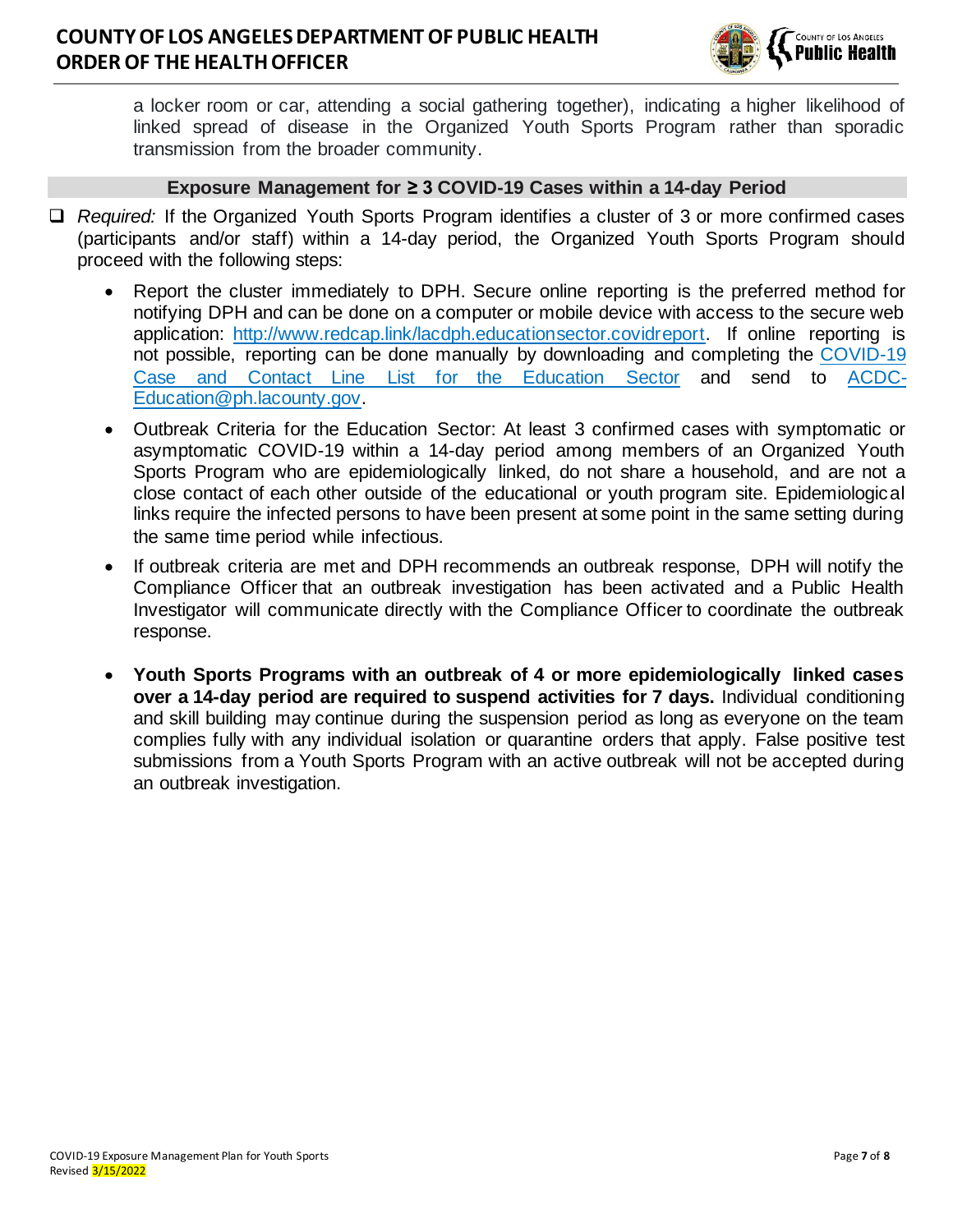a locker room or car, attending a social gathering together), indicating a higher likelihood of linked spread of disease in the Organized Youth Sports Program rather than sporadic transmission from the broader community.

### Exposure Management for ≥ 3 COVID-19 Cases within a 14-day Period

- ❑ *Required:* If the Organized Youth Sports Program identifies a cluster of 3 or more confirmed cases (participants and/or staff) within a 14-day period, the Organized Youth Sports Program should proceed with the following steps:
  - Report the cluster immediately to DPH. Secure online reporting is the preferred method for notifying DPH and can be done on a computer or mobile device with access to the secure web application: [http://www.redcap.link/lacdph.educationsector.covidreport](http://www.redcap.link/lacdph.educationsector.covidreport). If online reporting is not possible, reporting can be done manually by downloading and completing the COVID-19 Case and Contact Line List for the Education Sector and send to ACDC-Education@ph.lacounty.gov.
  - Outbreak Criteria for the Education Sector: At least 3 confirmed cases with symptomatic or asymptomatic COVID-19 within a 14-day period among members of an Organized Youth Sports Program who are epidemiologically linked, do not share a household, and are not a close contact of each other outside of the educational or youth program site. Epidemiological links require the infected persons to have been present at some point in the same setting during the same time period while infectious.
  - If outbreak criteria are met and DPH recommends an outbreak response, DPH will notify the Compliance Officer that an outbreak investigation has been activated and a Public Health Investigator will communicate directly with the Compliance Officer to coordinate the outbreak response.
  - **Youth Sports Programs with an outbreak of 4 or more epidemiologically linked cases over a 14-day period are required to suspend activities for 7 days.** Individual conditioning and skill building may continue during the suspension period as long as everyone on the team complies fully with any individual isolation or quarantine orders that apply. False positive test submissions from a Youth Sports Program with an active outbreak will not be accepted during an outbreak investigation.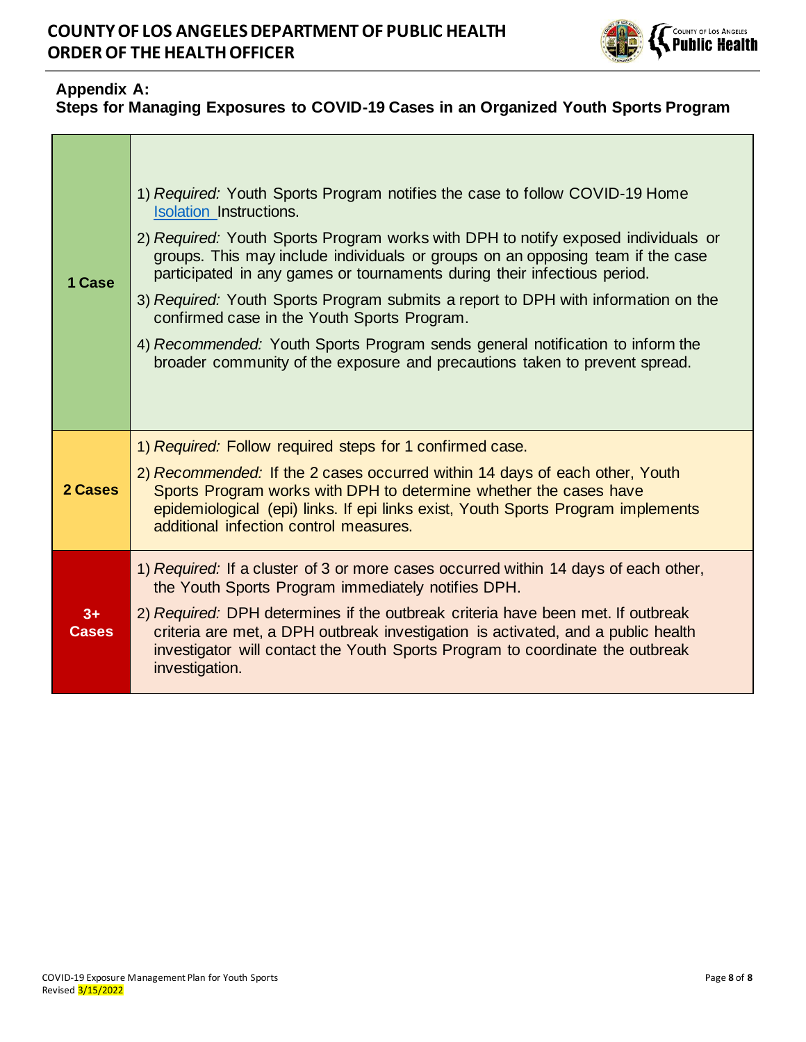## Appendix A:
## Steps for Managing Exposures to COVID-19 Cases in an Organized Youth Sports Program

| | |
|---|---|
| **1 Case** | 1) *Required:* Youth Sports Program notifies the case to follow COVID-19 Home Isolation Instructions.<br>2) *Required:* Youth Sports Program works with DPH to notify exposed individuals or groups. This may include individuals or groups on an opposing team if the case participated in any games or tournaments during their infectious period.<br>3) *Required:* Youth Sports Program submits a report to DPH with information on the confirmed case in the Youth Sports Program.<br>4) *Recommended:* Youth Sports Program sends general notification to inform the broader community of the exposure and precautions taken to prevent spread. |
| **2 Cases** | 1) *Required:* Follow required steps for 1 confirmed case.<br>2) *Recommended:* If the 2 cases occurred within 14 days of each other, Youth Sports Program works with DPH to determine whether the cases have epidemiological (epi) links. If epi links exist, Youth Sports Program implements additional infection control measures. |
| **3+ Cases** | 1) *Required:* If a cluster of 3 or more cases occurred within 14 days of each other, the Youth Sports Program immediately notifies DPH.<br>2) *Required:* DPH determines if the outbreak criteria have been met. If outbreak criteria are met, a DPH outbreak investigation is activated, and a public health investigator will contact the Youth Sports Program to coordinate the outbreak investigation. |